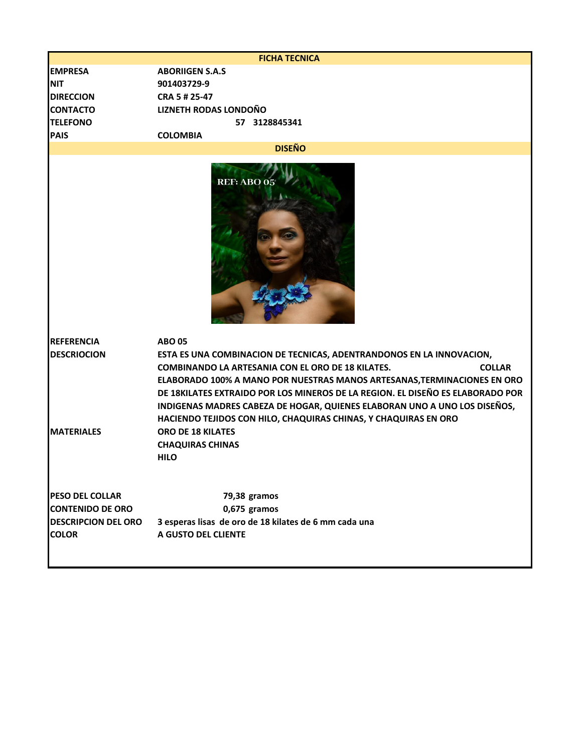# FICHA TECNICA

| | |
|---|---|
| **EMPRESA** | **ABORIIGEN S.A.S** |
| **NIT** | **901403729-9** |
| **DIRECCION** | **CRA 5 # 25-47** |
| **CONTACTO** | **LIZNETH RODAS LONDOÑO** |
| **TELEFONO** | **57 3128845341** |
| **PAIS** | **COLOMBIA** |

## DISEÑO

REF: ABO 05

| | |
|---|---|
| **REFERENCIA** | **ABO 05** |
| **DESCRIOCION** | **ESTA ES UNA COMBINACION DE TECNICAS, ADENTRANDONOS EN LA INNOVACION, COMBINANDO LA ARTESANIA CON EL ORO DE 18 KILATES. COLLAR ELABORADO 100% A MANO POR NUESTRAS MANOS ARTESANAS,TERMINACIONES EN ORO DE 18KILATES EXTRAIDO POR LOS MINEROS DE LA REGION. EL DISEÑO ES ELABORADO POR INDIGENAS MADRES CABEZA DE HOGAR, QUIENES ELABORAN UNO A UNO LOS DISEÑOS, HACIENDO TEJIDOS CON HILO, CHAQUIRAS CHINAS, Y CHAQUIRAS EN ORO** |
| **MATERIALES** | **ORO DE 18 KILATES**<br>**CHAQUIRAS CHINAS**<br>**HILO** |
| **PESO DEL COLLAR** | **79,38 gramos** |
| **CONTENIDO DE ORO** | **0,675 gramos** |
| **DESCRIPCION DEL ORO** | **3 esperas lisas de oro de 18 kilates de 6 mm cada una** |
| **COLOR** | **A GUSTO DEL CLIENTE** |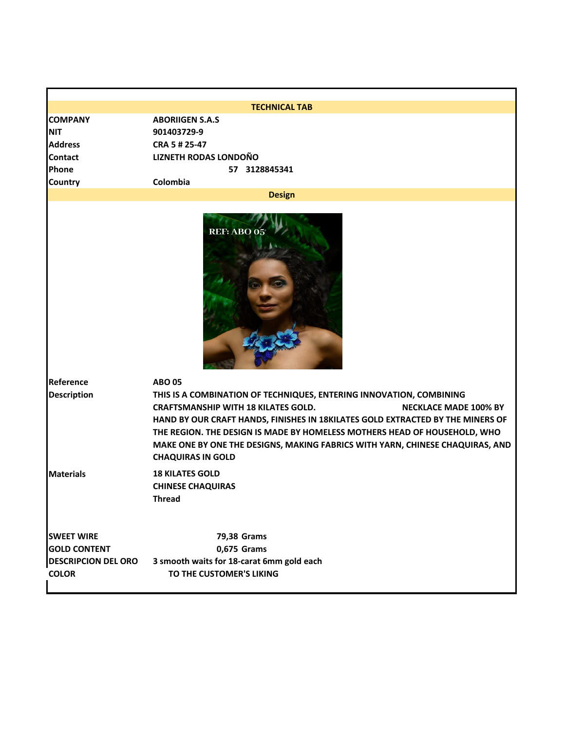## TECHNICAL TAB

| | |
|---|---|
| **COMPANY** | **ABORIIGEN S.A.S** |
| **NIT** | **901403729-9** |
| **Address** | **CRA 5 # 25-47** |
| **Contact** | **LIZNETH RODAS LONDOÑO** |
| **Phone** | **57 3128845341** |
| **Country** | **Colombia** |

## Design

| | |
|---|---|
| **Reference** | **ABO 05** |
| **Description** | **THIS IS A COMBINATION OF TECHNIQUES, ENTERING INNOVATION, COMBINING CRAFTSMANSHIP WITH 18 KILATES GOLD. NECKLACE MADE 100% BY HAND BY OUR CRAFT HANDS, FINISHES IN 18KILATES GOLD EXTRACTED BY THE MINERS OF THE REGION. THE DESIGN IS MADE BY HOMELESS MOTHERS HEAD OF HOUSEHOLD, WHO MAKE ONE BY ONE THE DESIGNS, MAKING FABRICS WITH YARN, CHINESE CHAQUIRAS, AND CHAQUIRAS IN GOLD** |
| **Materials** | **18 KILATES GOLD**<br>**CHINESE CHAQUIRAS**<br>**Thread** |
| **SWEET WIRE** | **79,38 Grams** |
| **GOLD CONTENT** | **0,675 Grams** |
| **DESCRIPCION DEL ORO** | **3 smooth waits for 18-carat 6mm gold each** |
| **COLOR** | **TO THE CUSTOMER'S LIKING** |